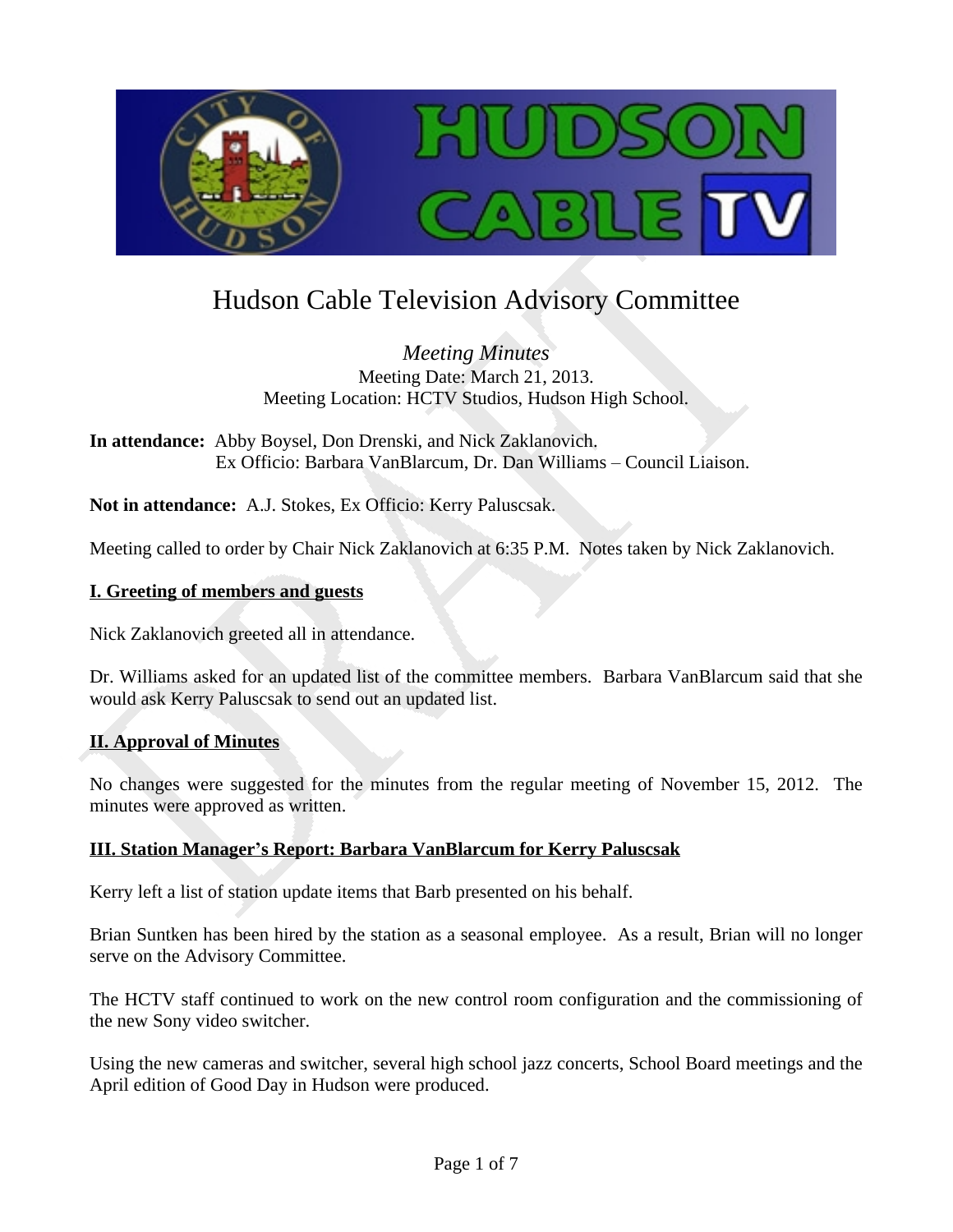# Hudson Cable Television Advisory Committee

*Meeting Minutes*

Meeting Date: March 21, 2013.
Meeting Location: HCTV Studios, Hudson High School.

**In attendance:** Abby Boysel, Don Drenski, and Nick Zaklanovich.
Ex Officio: Barbara VanBlarcum, Dr. Dan Williams – Council Liaison.

**Not in attendance:** A.J. Stokes, Ex Officio: Kerry Paluscsak.

Meeting called to order by Chair Nick Zaklanovich at 6:35 P.M. Notes taken by Nick Zaklanovich.

## I. Greeting of members and guests

Nick Zaklanovich greeted all in attendance.

Dr. Williams asked for an updated list of the committee members. Barbara VanBlarcum said that she would ask Kerry Paluscsak to send out an updated list.

## II. Approval of Minutes

No changes were suggested for the minutes from the regular meeting of November 15, 2012. The minutes were approved as written.

## III. Station Manager's Report: Barbara VanBlarcum for Kerry Paluscsak

Kerry left a list of station update items that Barb presented on his behalf.

Brian Suntken has been hired by the station as a seasonal employee. As a result, Brian will no longer serve on the Advisory Committee.

The HCTV staff continued to work on the new control room configuration and the commissioning of the new Sony video switcher.

Using the new cameras and switcher, several high school jazz concerts, School Board meetings and the April edition of Good Day in Hudson were produced.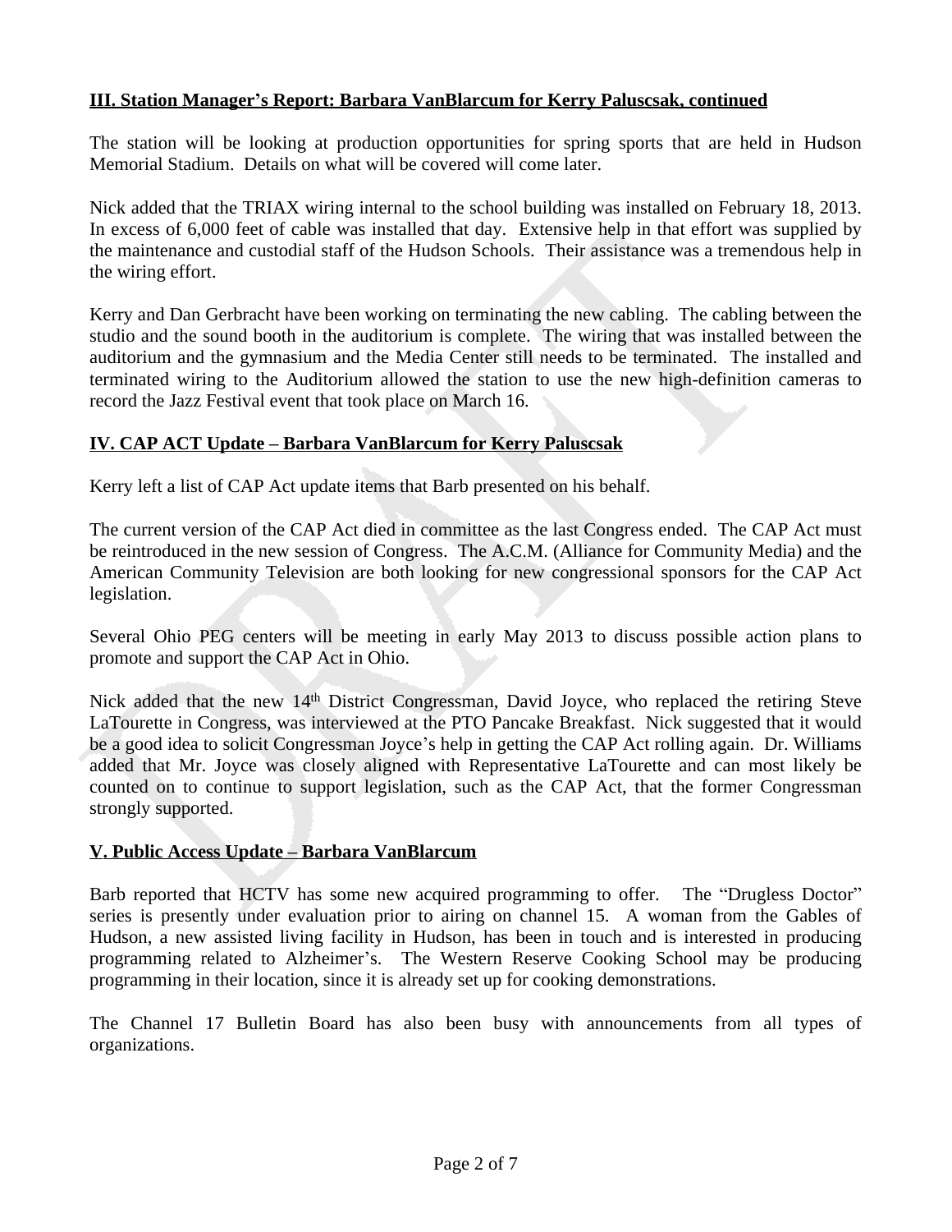**III. Station Manager's Report: Barbara VanBlarcum for Kerry Paluscsak, continued**

The station will be looking at production opportunities for spring sports that are held in Hudson Memorial Stadium. Details on what will be covered will come later.

Nick added that the TRIAX wiring internal to the school building was installed on February 18, 2013. In excess of 6,000 feet of cable was installed that day. Extensive help in that effort was supplied by the maintenance and custodial staff of the Hudson Schools. Their assistance was a tremendous help in the wiring effort.

Kerry and Dan Gerbracht have been working on terminating the new cabling. The cabling between the studio and the sound booth in the auditorium is complete. The wiring that was installed between the auditorium and the gymnasium and the Media Center still needs to be terminated. The installed and terminated wiring to the Auditorium allowed the station to use the new high-definition cameras to record the Jazz Festival event that took place on March 16.

**IV. CAP ACT Update – Barbara VanBlarcum for Kerry Paluscsak**

Kerry left a list of CAP Act update items that Barb presented on his behalf.

The current version of the CAP Act died in committee as the last Congress ended. The CAP Act must be reintroduced in the new session of Congress. The A.C.M. (Alliance for Community Media) and the American Community Television are both looking for new congressional sponsors for the CAP Act legislation.

Several Ohio PEG centers will be meeting in early May 2013 to discuss possible action plans to promote and support the CAP Act in Ohio.

Nick added that the new 14th District Congressman, David Joyce, who replaced the retiring Steve LaTourette in Congress, was interviewed at the PTO Pancake Breakfast. Nick suggested that it would be a good idea to solicit Congressman Joyce's help in getting the CAP Act rolling again. Dr. Williams added that Mr. Joyce was closely aligned with Representative LaTourette and can most likely be counted on to continue to support legislation, such as the CAP Act, that the former Congressman strongly supported.

**V. Public Access Update – Barbara VanBlarcum**

Barb reported that HCTV has some new acquired programming to offer. The "Drugless Doctor" series is presently under evaluation prior to airing on channel 15. A woman from the Gables of Hudson, a new assisted living facility in Hudson, has been in touch and is interested in producing programming related to Alzheimer's. The Western Reserve Cooking School may be producing programming in their location, since it is already set up for cooking demonstrations.

The Channel 17 Bulletin Board has also been busy with announcements from all types of organizations.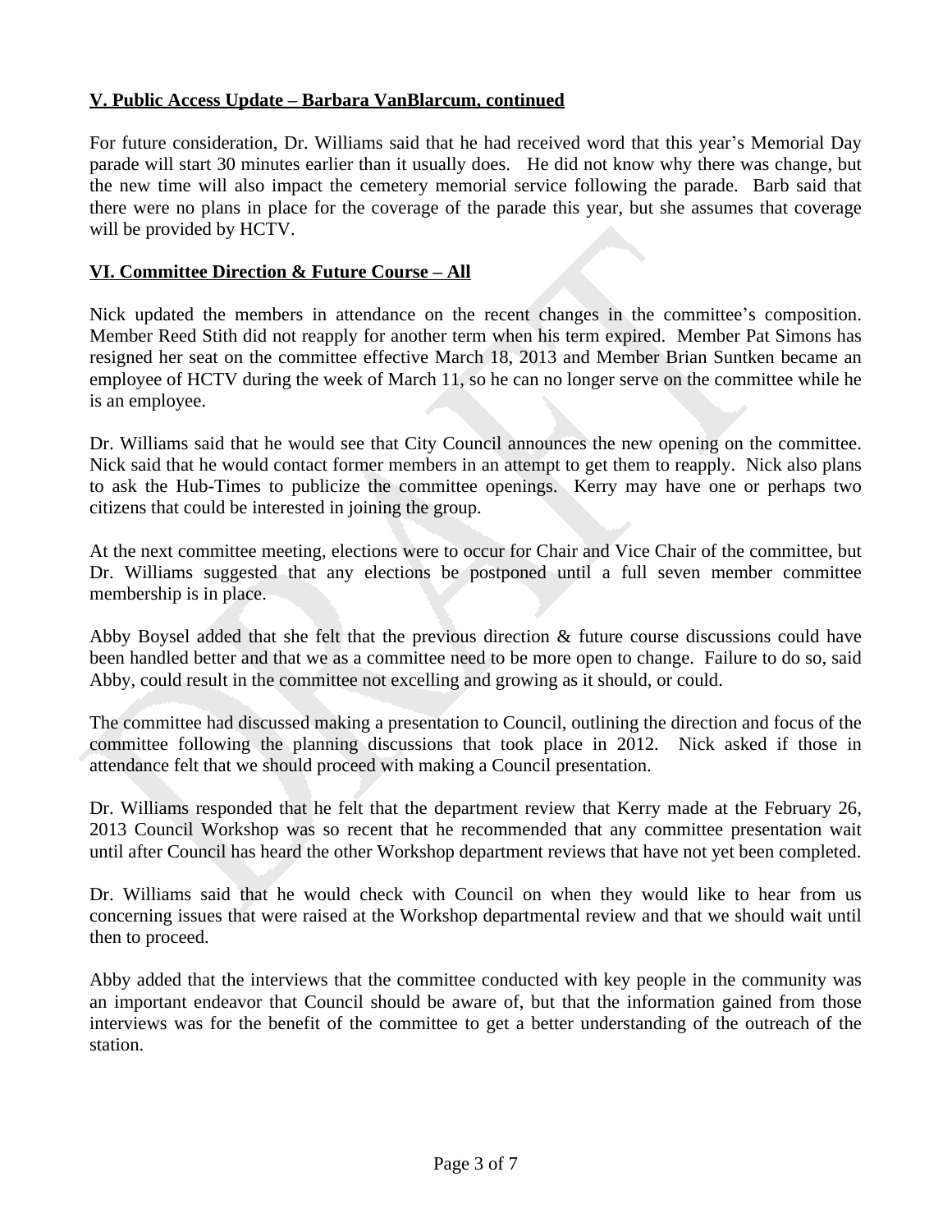**V. Public Access Update – Barbara VanBlarcum, continued**

For future consideration, Dr. Williams said that he had received word that this year's Memorial Day parade will start 30 minutes earlier than it usually does. He did not know why there was change, but the new time will also impact the cemetery memorial service following the parade. Barb said that there were no plans in place for the coverage of the parade this year, but she assumes that coverage will be provided by HCTV.

**VI. Committee Direction & Future Course – All**

Nick updated the members in attendance on the recent changes in the committee's composition. Member Reed Stith did not reapply for another term when his term expired. Member Pat Simons has resigned her seat on the committee effective March 18, 2013 and Member Brian Suntken became an employee of HCTV during the week of March 11, so he can no longer serve on the committee while he is an employee.

Dr. Williams said that he would see that City Council announces the new opening on the committee. Nick said that he would contact former members in an attempt to get them to reapply. Nick also plans to ask the Hub-Times to publicize the committee openings. Kerry may have one or perhaps two citizens that could be interested in joining the group.

At the next committee meeting, elections were to occur for Chair and Vice Chair of the committee, but Dr. Williams suggested that any elections be postponed until a full seven member committee membership is in place.

Abby Boysel added that she felt that the previous direction & future course discussions could have been handled better and that we as a committee need to be more open to change. Failure to do so, said Abby, could result in the committee not excelling and growing as it should, or could.

The committee had discussed making a presentation to Council, outlining the direction and focus of the committee following the planning discussions that took place in 2012. Nick asked if those in attendance felt that we should proceed with making a Council presentation.

Dr. Williams responded that he felt that the department review that Kerry made at the February 26, 2013 Council Workshop was so recent that he recommended that any committee presentation wait until after Council has heard the other Workshop department reviews that have not yet been completed.

Dr. Williams said that he would check with Council on when they would like to hear from us concerning issues that were raised at the Workshop departmental review and that we should wait until then to proceed.

Abby added that the interviews that the committee conducted with key people in the community was an important endeavor that Council should be aware of, but that the information gained from those interviews was for the benefit of the committee to get a better understanding of the outreach of the station.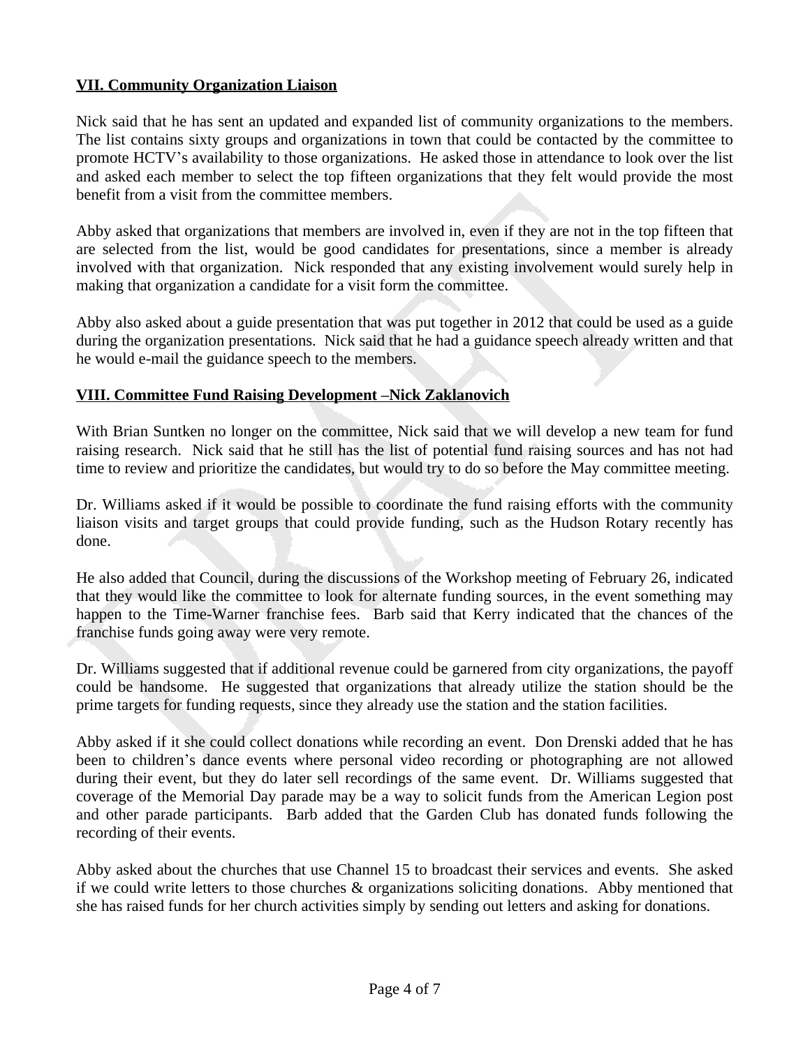## VII. Community Organization Liaison

Nick said that he has sent an updated and expanded list of community organizations to the members. The list contains sixty groups and organizations in town that could be contacted by the committee to promote HCTV's availability to those organizations. He asked those in attendance to look over the list and asked each member to select the top fifteen organizations that they felt would provide the most benefit from a visit from the committee members.

Abby asked that organizations that members are involved in, even if they are not in the top fifteen that are selected from the list, would be good candidates for presentations, since a member is already involved with that organization. Nick responded that any existing involvement would surely help in making that organization a candidate for a visit form the committee.

Abby also asked about a guide presentation that was put together in 2012 that could be used as a guide during the organization presentations. Nick said that he had a guidance speech already written and that he would e-mail the guidance speech to the members.

## VIII. Committee Fund Raising Development –Nick Zaklanovich

With Brian Suntken no longer on the committee, Nick said that we will develop a new team for fund raising research. Nick said that he still has the list of potential fund raising sources and has not had time to review and prioritize the candidates, but would try to do so before the May committee meeting.

Dr. Williams asked if it would be possible to coordinate the fund raising efforts with the community liaison visits and target groups that could provide funding, such as the Hudson Rotary recently has done.

He also added that Council, during the discussions of the Workshop meeting of February 26, indicated that they would like the committee to look for alternate funding sources, in the event something may happen to the Time-Warner franchise fees. Barb said that Kerry indicated that the chances of the franchise funds going away were very remote.

Dr. Williams suggested that if additional revenue could be garnered from city organizations, the payoff could be handsome. He suggested that organizations that already utilize the station should be the prime targets for funding requests, since they already use the station and the station facilities.

Abby asked if it she could collect donations while recording an event. Don Drenski added that he has been to children's dance events where personal video recording or photographing are not allowed during their event, but they do later sell recordings of the same event. Dr. Williams suggested that coverage of the Memorial Day parade may be a way to solicit funds from the American Legion post and other parade participants. Barb added that the Garden Club has donated funds following the recording of their events.

Abby asked about the churches that use Channel 15 to broadcast their services and events. She asked if we could write letters to those churches & organizations soliciting donations. Abby mentioned that she has raised funds for her church activities simply by sending out letters and asking for donations.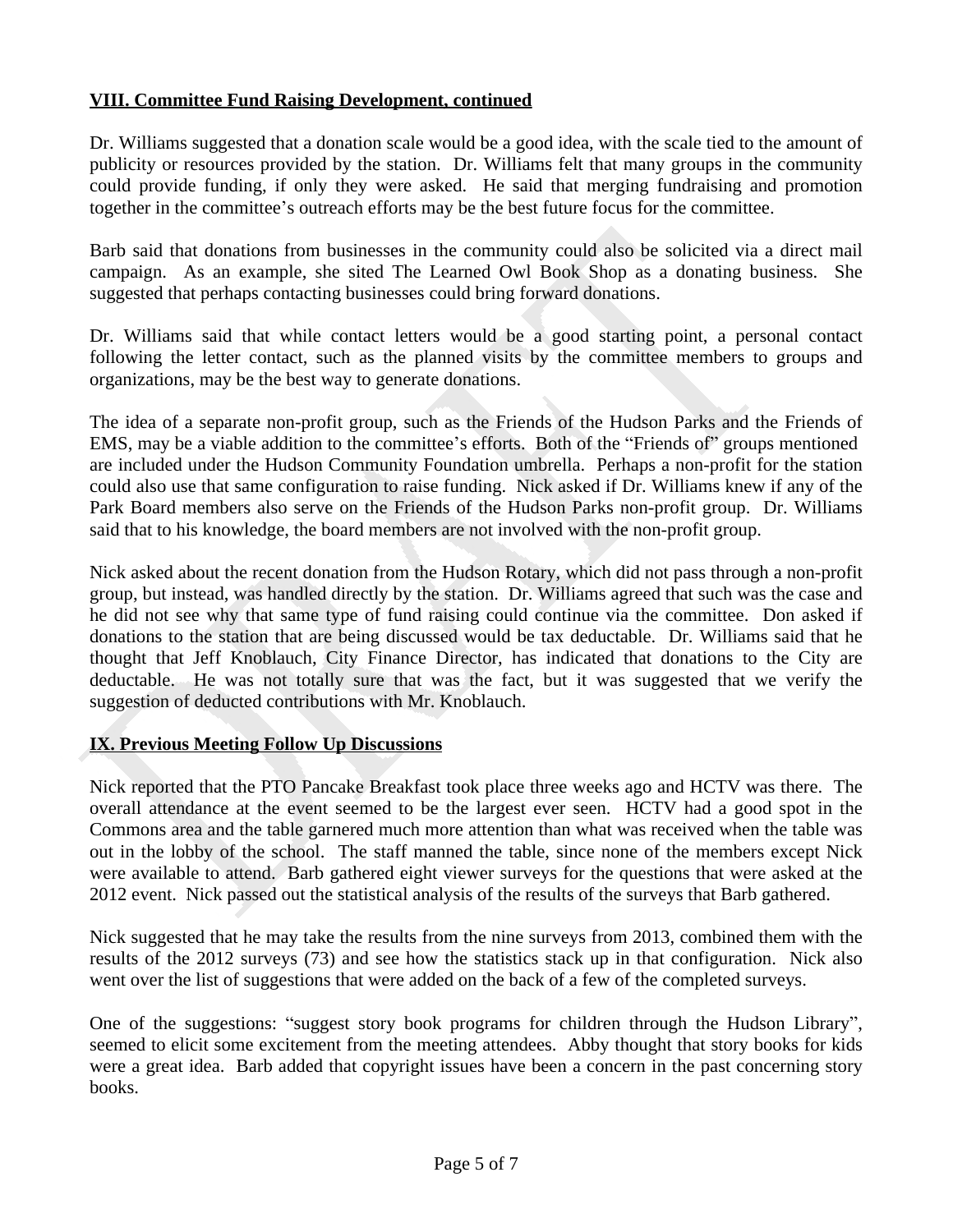## VIII. Committee Fund Raising Development, continued

Dr. Williams suggested that a donation scale would be a good idea, with the scale tied to the amount of publicity or resources provided by the station. Dr. Williams felt that many groups in the community could provide funding, if only they were asked. He said that merging fundraising and promotion together in the committee's outreach efforts may be the best future focus for the committee.

Barb said that donations from businesses in the community could also be solicited via a direct mail campaign. As an example, she sited The Learned Owl Book Shop as a donating business. She suggested that perhaps contacting businesses could bring forward donations.

Dr. Williams said that while contact letters would be a good starting point, a personal contact following the letter contact, such as the planned visits by the committee members to groups and organizations, may be the best way to generate donations.

The idea of a separate non-profit group, such as the Friends of the Hudson Parks and the Friends of EMS, may be a viable addition to the committee's efforts. Both of the "Friends of" groups mentioned are included under the Hudson Community Foundation umbrella. Perhaps a non-profit for the station could also use that same configuration to raise funding. Nick asked if Dr. Williams knew if any of the Park Board members also serve on the Friends of the Hudson Parks non-profit group. Dr. Williams said that to his knowledge, the board members are not involved with the non-profit group.

Nick asked about the recent donation from the Hudson Rotary, which did not pass through a non-profit group, but instead, was handled directly by the station. Dr. Williams agreed that such was the case and he did not see why that same type of fund raising could continue via the committee. Don asked if donations to the station that are being discussed would be tax deductable. Dr. Williams said that he thought that Jeff Knoblauch, City Finance Director, has indicated that donations to the City are deductable. He was not totally sure that was the fact, but it was suggested that we verify the suggestion of deducted contributions with Mr. Knoblauch.

## IX. Previous Meeting Follow Up Discussions

Nick reported that the PTO Pancake Breakfast took place three weeks ago and HCTV was there. The overall attendance at the event seemed to be the largest ever seen. HCTV had a good spot in the Commons area and the table garnered much more attention than what was received when the table was out in the lobby of the school. The staff manned the table, since none of the members except Nick were available to attend. Barb gathered eight viewer surveys for the questions that were asked at the 2012 event. Nick passed out the statistical analysis of the results of the surveys that Barb gathered.

Nick suggested that he may take the results from the nine surveys from 2013, combined them with the results of the 2012 surveys (73) and see how the statistics stack up in that configuration. Nick also went over the list of suggestions that were added on the back of a few of the completed surveys.

One of the suggestions: "suggest story book programs for children through the Hudson Library", seemed to elicit some excitement from the meeting attendees. Abby thought that story books for kids were a great idea. Barb added that copyright issues have been a concern in the past concerning story books.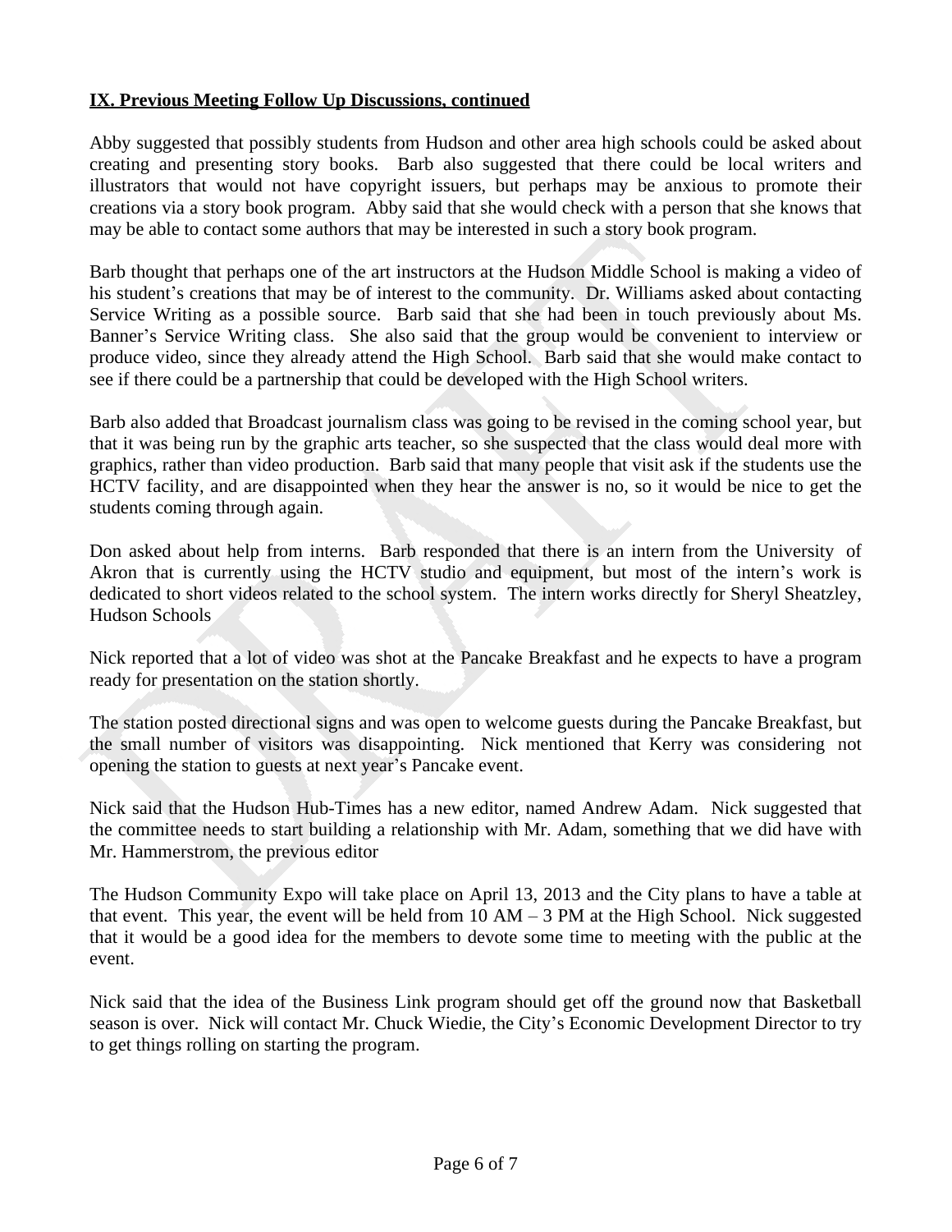**IX. Previous Meeting Follow Up Discussions, continued**

Abby suggested that possibly students from Hudson and other area high schools could be asked about creating and presenting story books. Barb also suggested that there could be local writers and illustrators that would not have copyright issuers, but perhaps may be anxious to promote their creations via a story book program. Abby said that she would check with a person that she knows that may be able to contact some authors that may be interested in such a story book program.

Barb thought that perhaps one of the art instructors at the Hudson Middle School is making a video of his student's creations that may be of interest to the community. Dr. Williams asked about contacting Service Writing as a possible source. Barb said that she had been in touch previously about Ms. Banner's Service Writing class. She also said that the group would be convenient to interview or produce video, since they already attend the High School. Barb said that she would make contact to see if there could be a partnership that could be developed with the High School writers.

Barb also added that Broadcast journalism class was going to be revised in the coming school year, but that it was being run by the graphic arts teacher, so she suspected that the class would deal more with graphics, rather than video production. Barb said that many people that visit ask if the students use the HCTV facility, and are disappointed when they hear the answer is no, so it would be nice to get the students coming through again.

Don asked about help from interns. Barb responded that there is an intern from the University of Akron that is currently using the HCTV studio and equipment, but most of the intern's work is dedicated to short videos related to the school system. The intern works directly for Sheryl Sheatzley, Hudson Schools

Nick reported that a lot of video was shot at the Pancake Breakfast and he expects to have a program ready for presentation on the station shortly.

The station posted directional signs and was open to welcome guests during the Pancake Breakfast, but the small number of visitors was disappointing. Nick mentioned that Kerry was considering not opening the station to guests at next year's Pancake event.

Nick said that the Hudson Hub-Times has a new editor, named Andrew Adam. Nick suggested that the committee needs to start building a relationship with Mr. Adam, something that we did have with Mr. Hammerstrom, the previous editor

The Hudson Community Expo will take place on April 13, 2013 and the City plans to have a table at that event. This year, the event will be held from 10 AM – 3 PM at the High School. Nick suggested that it would be a good idea for the members to devote some time to meeting with the public at the event.

Nick said that the idea of the Business Link program should get off the ground now that Basketball season is over. Nick will contact Mr. Chuck Wiedie, the City's Economic Development Director to try to get things rolling on starting the program.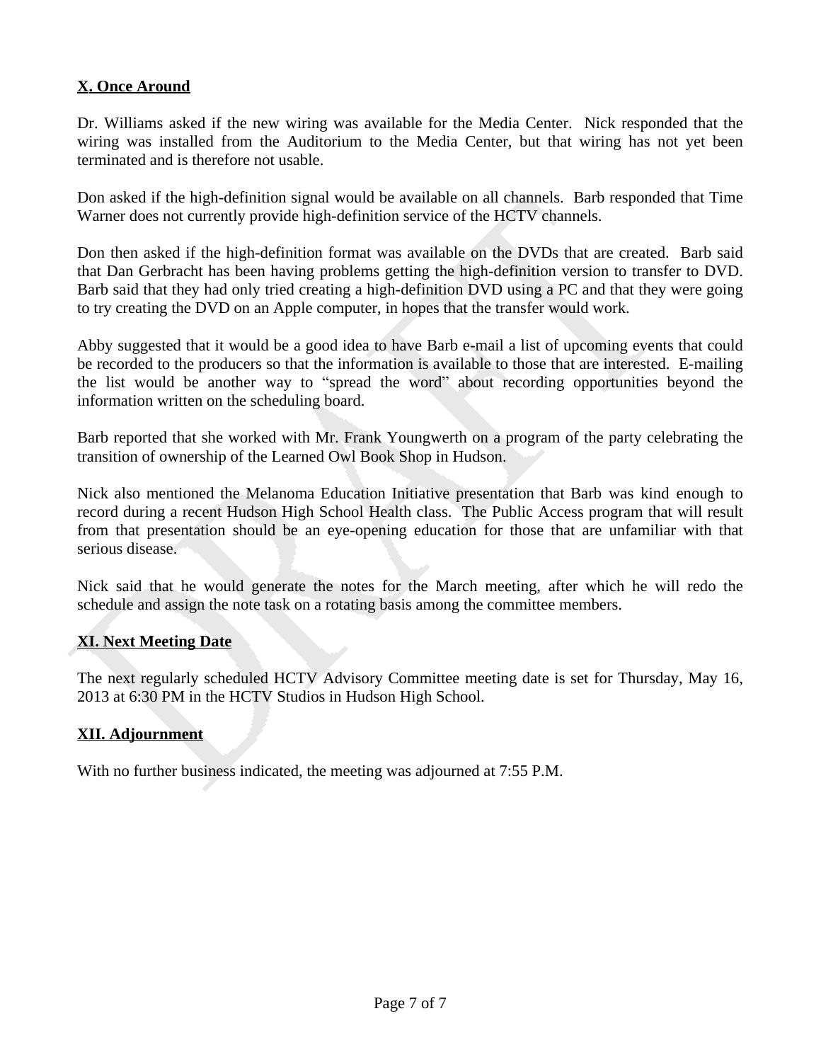## X. Once Around

Dr. Williams asked if the new wiring was available for the Media Center. Nick responded that the wiring was installed from the Auditorium to the Media Center, but that wiring has not yet been terminated and is therefore not usable.

Don asked if the high-definition signal would be available on all channels. Barb responded that Time Warner does not currently provide high-definition service of the HCTV channels.

Don then asked if the high-definition format was available on the DVDs that are created. Barb said that Dan Gerbracht has been having problems getting the high-definition version to transfer to DVD. Barb said that they had only tried creating a high-definition DVD using a PC and that they were going to try creating the DVD on an Apple computer, in hopes that the transfer would work.

Abby suggested that it would be a good idea to have Barb e-mail a list of upcoming events that could be recorded to the producers so that the information is available to those that are interested. E-mailing the list would be another way to "spread the word" about recording opportunities beyond the information written on the scheduling board.

Barb reported that she worked with Mr. Frank Youngwerth on a program of the party celebrating the transition of ownership of the Learned Owl Book Shop in Hudson.

Nick also mentioned the Melanoma Education Initiative presentation that Barb was kind enough to record during a recent Hudson High School Health class. The Public Access program that will result from that presentation should be an eye-opening education for those that are unfamiliar with that serious disease.

Nick said that he would generate the notes for the March meeting, after which he will redo the schedule and assign the note task on a rotating basis among the committee members.

## XI. Next Meeting Date

The next regularly scheduled HCTV Advisory Committee meeting date is set for Thursday, May 16, 2013 at 6:30 PM in the HCTV Studios in Hudson High School.

## XII. Adjournment

With no further business indicated, the meeting was adjourned at 7:55 P.M.